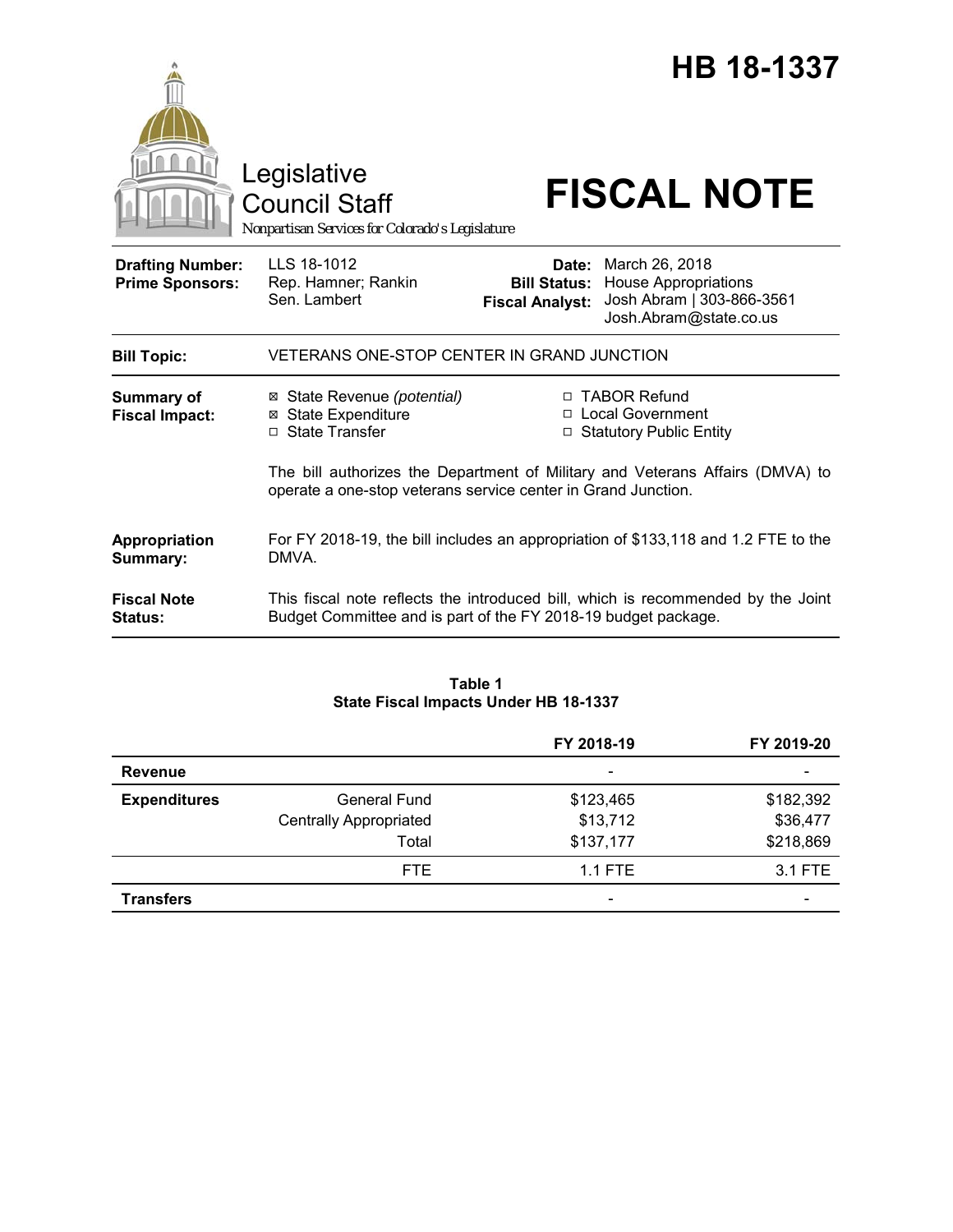# HB 18-1337

Legislative Council Staff

*Nonpartisan Services for Colorado's Legislature*

# FISCAL NOTE

| | | | |
|---|---|---|---|
| **Drafting Number:** | LLS 18-1012 | **Date:** | March 26, 2018 |
| **Prime Sponsors:** | Rep. Hamner; Rankin<br>Sen. Lambert | **Bill Status:** | House Appropriations |
| | | **Fiscal Analyst:** | Josh Abram \| 303-866-3561<br>Josh.Abram@state.co.us |

| | |
|---|---|
| **Bill Topic:** | VETERANS ONE-STOP CENTER IN GRAND JUNCTION |
| **Summary of Fiscal Impact:** | ☒ State Revenue *(potential)*<br>☒ State Expenditure<br>☐ State Transfer<br>☐ TABOR Refund<br>☐ Local Government<br>☐ Statutory Public Entity<br><br>The bill authorizes the Department of Military and Veterans Affairs (DMVA) to operate a one-stop veterans service center in Grand Junction. |
| **Appropriation Summary:** | For FY 2018-19, the bill includes an appropriation of $133,118 and 1.2 FTE to the DMVA. |
| **Fiscal Note Status:** | This fiscal note reflects the introduced bill, which is recommended by the Joint Budget Committee and is part of the FY 2018-19 budget package. |

**Table 1**
**State Fiscal Impacts Under HB 18-1337**

| | | FY 2018-19 | FY 2019-20 |
|---|---|---|---|
| **Revenue** | | - | - |
| **Expenditures** | General Fund | $123,465 | $182,392 |
| | Centrally Appropriated | $13,712 | $36,477 |
| | Total | $137,177 | $218,869 |
| | FTE | 1.1 FTE | 3.1 FTE |
| **Transfers** | | - | - |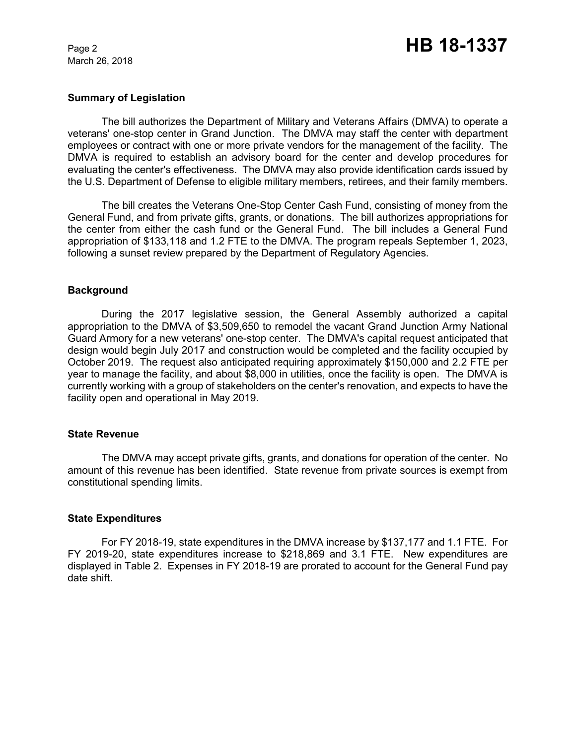## Summary of Legislation

The bill authorizes the Department of Military and Veterans Affairs (DMVA) to operate a veterans' one-stop center in Grand Junction. The DMVA may staff the center with department employees or contract with one or more private vendors for the management of the facility. The DMVA is required to establish an advisory board for the center and develop procedures for evaluating the center's effectiveness. The DMVA may also provide identification cards issued by the U.S. Department of Defense to eligible military members, retirees, and their family members.

The bill creates the Veterans One-Stop Center Cash Fund, consisting of money from the General Fund, and from private gifts, grants, or donations. The bill authorizes appropriations for the center from either the cash fund or the General Fund. The bill includes a General Fund appropriation of $133,118 and 1.2 FTE to the DMVA. The program repeals September 1, 2023, following a sunset review prepared by the Department of Regulatory Agencies.

## Background

During the 2017 legislative session, the General Assembly authorized a capital appropriation to the DMVA of $3,509,650 to remodel the vacant Grand Junction Army National Guard Armory for a new veterans' one-stop center. The DMVA's capital request anticipated that design would begin July 2017 and construction would be completed and the facility occupied by October 2019. The request also anticipated requiring approximately $150,000 and 2.2 FTE per year to manage the facility, and about $8,000 in utilities, once the facility is open. The DMVA is currently working with a group of stakeholders on the center's renovation, and expects to have the facility open and operational in May 2019.

## State Revenue

The DMVA may accept private gifts, grants, and donations for operation of the center. No amount of this revenue has been identified. State revenue from private sources is exempt from constitutional spending limits.

## State Expenditures

For FY 2018-19, state expenditures in the DMVA increase by $137,177 and 1.1 FTE. For FY 2019-20, state expenditures increase to $218,869 and 3.1 FTE. New expenditures are displayed in Table 2. Expenses in FY 2018-19 are prorated to account for the General Fund pay date shift.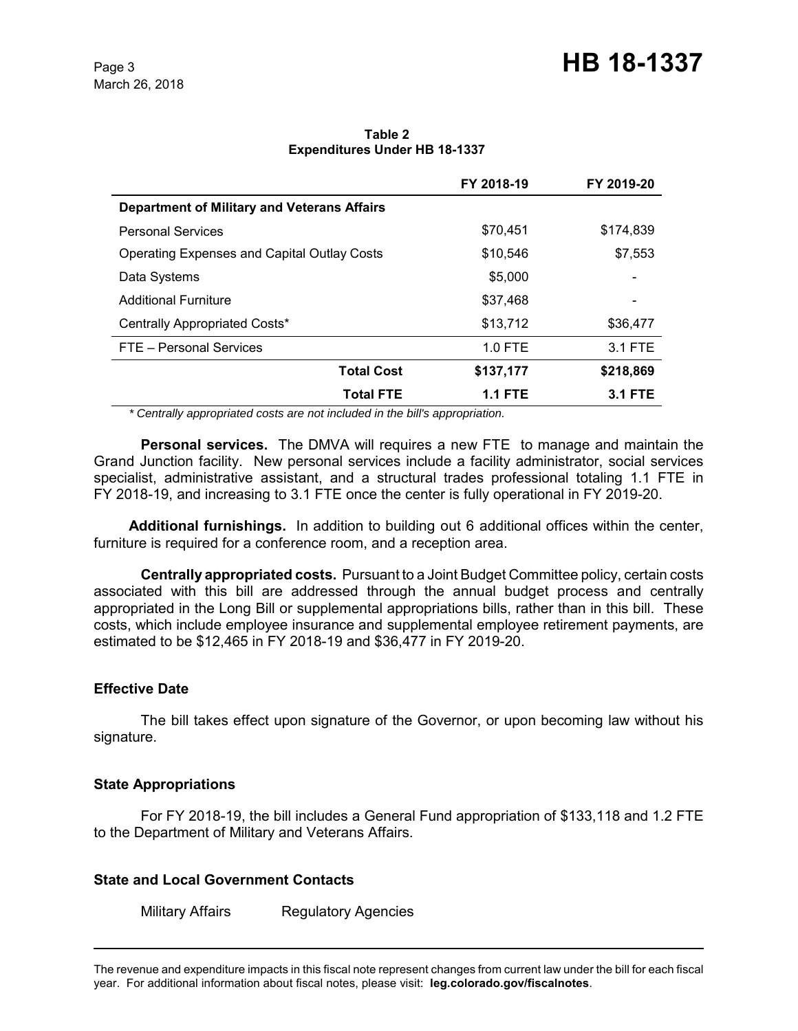**Table 2**
**Expenditures Under HB 18-1337**

| | FY 2018-19 | FY 2019-20 |
|---|---|---|
| **Department of Military and Veterans Affairs** | | |
| Personal Services | $70,451 | $174,839 |
| Operating Expenses and Capital Outlay Costs | $10,546 | $7,553 |
| Data Systems | $5,000 | - |
| Additional Furniture | $37,468 | - |
| Centrally Appropriated Costs* | $13,712 | $36,477 |
| FTE – Personal Services | 1.0 FTE | 3.1 FTE |
| **Total Cost** | **$137,177** | **$218,869** |
| **Total FTE** | **1.1 FTE** | **3.1 FTE** |

*\* Centrally appropriated costs are not included in the bill's appropriation.*

**Personal services.** The DMVA will requires a new FTE to manage and maintain the Grand Junction facility. New personal services include a facility administrator, social services specialist, administrative assistant, and a structural trades professional totaling 1.1 FTE in FY 2018-19, and increasing to 3.1 FTE once the center is fully operational in FY 2019-20.

**Additional furnishings.** In addition to building out 6 additional offices within the center, furniture is required for a conference room, and a reception area.

**Centrally appropriated costs.** Pursuant to a Joint Budget Committee policy, certain costs associated with this bill are addressed through the annual budget process and centrally appropriated in the Long Bill or supplemental appropriations bills, rather than in this bill. These costs, which include employee insurance and supplemental employee retirement payments, are estimated to be $12,465 in FY 2018-19 and $36,477 in FY 2019-20.

### Effective Date

The bill takes effect upon signature of the Governor, or upon becoming law without his signature.

### State Appropriations

For FY 2018-19, the bill includes a General Fund appropriation of $133,118 and 1.2 FTE to the Department of Military and Veterans Affairs.

### State and Local Government Contacts

Military Affairs Regulatory Agencies

The revenue and expenditure impacts in this fiscal note represent changes from current law under the bill for each fiscal year. For additional information about fiscal notes, please visit: **leg.colorado.gov/fiscalnotes**.